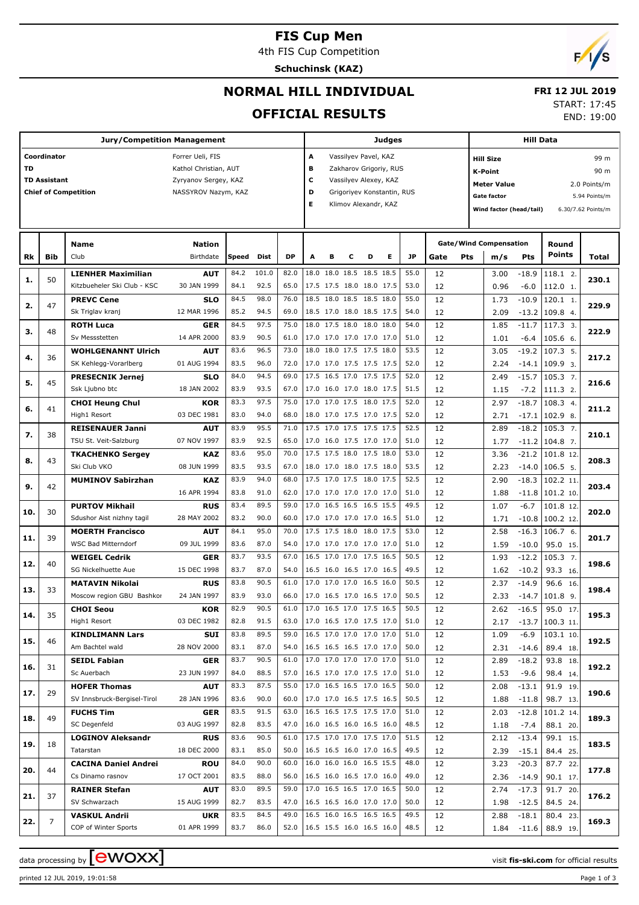# FIS Cup Men

4th FIS Cup Competition

**Schuchinsk (KAZ)**

## NORMAL HILL INDIVIDUAL

## OFFICIAL RESULTS

**FRI 12 JUL 2019**

START: 17:45

END: 19:00

| Jury/Competition Management | | Judges | | Hill Data | |
|---|---|---|---|---|---|
| Coordinator | Forrer Ueli, FIS | A | Vassilyev Pavel, KAZ | Hill Size | 99 m |
| TD | Kathol Christian, AUT | B | Zakharov Grigoriy, RUS | K-Point | 90 m |
| TD Assistant | Zyryanov Sergey, KAZ | C | Vassilyev Alexey, KAZ | Meter Value | 2.0 Points/m |
| Chief of Competition | NASSYROV Nazym, KAZ | D | Grigoriyev Konstantin, RUS | Gate factor | 5.94 Points/m |
| | | E | Klimov Alexandr, KAZ | Wind factor (head/tail) | 6.30/7.62 Points/m |

| Rk | Bib | Name / Club | Nation / Birthdate | Speed | Dist | DP | A | B | C | D | E | JP | Gate | Pts | m/s | Pts | Round Points | Total |
|---|---|---|---|---|---|---|---|---|---|---|---|---|---|---|---|---|---|---|
| 1. | 50 | **LIENHER Maximilian** | **AUT** | 84.2 | 101.0 | 82.0 | 18.0 | 18.0 | 18.5 | 18.5 | 18.5 | 55.0 | 12 | | 3.00 | -18.9 | 118.1 2. | 230.1 |
| | | Kitzbueheler Ski Club - KSC | 30 JAN 1999 | 84.1 | 92.5 | 65.0 | 17.5 | 17.5 | 18.0 | 18.0 | 17.5 | 53.0 | 12 | | 0.96 | -6.0 | 112.0 1. | |
| 2. | 47 | **PREVC Cene** | **SLO** | 84.5 | 98.0 | 76.0 | 18.5 | 18.0 | 18.5 | 18.5 | 18.0 | 55.0 | 12 | | 1.73 | -10.9 | 120.1 1. | 229.9 |
| | | Sk Triglav kranj | 12 MAR 1996 | 85.2 | 94.5 | 69.0 | 18.5 | 17.0 | 18.0 | 18.5 | 17.5 | 54.0 | 12 | | 2.09 | -13.2 | 109.8 4. | |
| 3. | 48 | **ROTH Luca** | **GER** | 84.5 | 97.5 | 75.0 | 18.0 | 17.5 | 18.0 | 18.0 | 18.0 | 54.0 | 12 | | 1.85 | -11.7 | 117.3 3. | 222.9 |
| | | Sv Messstetten | 14 APR 2000 | 83.9 | 90.5 | 61.0 | 17.0 | 17.0 | 17.0 | 17.0 | 17.0 | 51.0 | 12 | | 1.01 | -6.4 | 105.6 6. | |
| 4. | 36 | **WOHLGENANNT Ulrich** | **AUT** | 83.6 | 96.5 | 73.0 | 18.0 | 18.0 | 17.5 | 17.5 | 18.0 | 53.5 | 12 | | 3.05 | -19.2 | 107.3 5. | 217.2 |
| | | SK Kehlegg-Vorarlberg | 01 AUG 1994 | 83.5 | 96.0 | 72.0 | 17.0 | 17.0 | 17.5 | 17.5 | 17.5 | 52.0 | 12 | | 2.24 | -14.1 | 109.9 3. | |
| 5. | 45 | **PRESECNIK Jernej** | **SLO** | 84.0 | 94.5 | 69.0 | 17.5 | 16.5 | 17.0 | 17.5 | 17.5 | 52.0 | 12 | | 2.49 | -15.7 | 105.3 7. | 216.6 |
| | | Ssk Ljubno btc | 18 JAN 2002 | 83.9 | 93.5 | 67.0 | 17.0 | 16.0 | 17.0 | 18.0 | 17.5 | 51.5 | 12 | | 1.15 | -7.2 | 111.3 2. | |
| 6. | 41 | **CHOI Heung Chul** | **KOR** | 83.3 | 97.5 | 75.0 | 17.0 | 17.0 | 17.5 | 18.0 | 17.5 | 52.0 | 12 | | 2.97 | -18.7 | 108.3 4. | 211.2 |
| | | High1 Resort | 03 DEC 1981 | 83.0 | 94.0 | 68.0 | 18.0 | 17.0 | 17.5 | 17.0 | 17.5 | 52.0 | 12 | | 2.71 | -17.1 | 102.9 8. | |
| 7. | 38 | **REISENAUER Janni** | **AUT** | 83.9 | 95.5 | 71.0 | 17.5 | 17.0 | 17.5 | 17.5 | 17.5 | 52.5 | 12 | | 2.89 | -18.2 | 105.3 7. | 210.1 |
| | | TSU St. Veit-Salzburg | 07 NOV 1997 | 83.9 | 92.5 | 65.0 | 17.0 | 16.0 | 17.5 | 17.0 | 17.0 | 51.0 | 12 | | 1.77 | -11.2 | 104.8 7. | |
| 8. | 43 | **TKACHENKO Sergey** | **KAZ** | 83.6 | 95.0 | 70.0 | 17.5 | 17.5 | 18.0 | 17.5 | 18.0 | 53.0 | 12 | | 3.36 | -21.2 | 101.8 12. | 208.3 |
| | | Ski Club VKO | 08 JUN 1999 | 83.5 | 93.5 | 67.0 | 18.0 | 17.0 | 18.0 | 17.5 | 18.0 | 53.5 | 12 | | 2.23 | -14.0 | 106.5 5. | |
| 9. | 42 | **MUMINOV Sabirzhan** | **KAZ** | 83.9 | 94.0 | 68.0 | 17.5 | 17.0 | 17.5 | 18.0 | 17.5 | 52.5 | 12 | | 2.90 | -18.3 | 102.2 11. | 203.4 |
| | | | 16 APR 1994 | 83.8 | 91.0 | 62.0 | 17.0 | 17.0 | 17.0 | 17.0 | 17.0 | 51.0 | 12 | | 1.88 | -11.8 | 101.2 10. | |
| 10. | 30 | **PURTOV Mikhail** | **RUS** | 83.4 | 89.5 | 59.0 | 17.0 | 16.5 | 16.5 | 16.5 | 15.5 | 49.5 | 12 | | 1.07 | -6.7 | 101.8 12. | 202.0 |
| | | Sdushor Aist nizhny tagil | 28 MAY 2002 | 83.2 | 90.0 | 60.0 | 17.0 | 17.0 | 17.0 | 17.0 | 16.5 | 51.0 | 12 | | 1.71 | -10.8 | 100.2 12. | |
| 11. | 39 | **MOERTH Francisco** | **AUT** | 84.1 | 95.0 | 70.0 | 17.5 | 17.5 | 18.0 | 18.0 | 17.5 | 53.0 | 12 | | 2.58 | -16.3 | 106.7 6. | 201.7 |
| | | WSC Bad Mitterndorf | 09 JUL 1999 | 83.6 | 87.0 | 54.0 | 17.0 | 17.0 | 17.0 | 17.0 | 17.0 | 51.0 | 12 | | 1.59 | -10.0 | 95.0 15. | |
| 12. | 40 | **WEIGEL Cedrik** | **GER** | 83.7 | 93.5 | 67.0 | 16.5 | 17.0 | 17.0 | 17.5 | 16.5 | 50.5 | 12 | | 1.93 | -12.2 | 105.3 7. | 198.6 |
| | | SG Nickelhuette Aue | 15 DEC 1998 | 83.7 | 87.0 | 54.0 | 16.5 | 16.0 | 16.5 | 17.0 | 16.5 | 49.5 | 12 | | 1.62 | -10.2 | 93.3 16. | |
| 13. | 33 | **MATAVIN Nikolai** | **RUS** | 83.8 | 90.5 | 61.0 | 17.0 | 17.0 | 17.0 | 16.5 | 16.0 | 50.5 | 12 | | 2.37 | -14.9 | 96.6 16. | 198.4 |
| | | Moscow region GBU Bashkor | 24 JAN 1997 | 83.9 | 93.0 | 66.0 | 17.0 | 16.5 | 17.0 | 16.5 | 17.0 | 50.5 | 12 | | 2.33 | -14.7 | 101.8 9. | |
| 14. | 35 | **CHOI Seou** | **KOR** | 82.9 | 90.5 | 61.0 | 17.0 | 16.5 | 17.0 | 17.5 | 16.5 | 50.5 | 12 | | 2.62 | -16.5 | 95.0 17. | 195.3 |
| | | High1 Resort | 03 DEC 1982 | 82.8 | 91.5 | 63.0 | 17.0 | 16.5 | 17.0 | 17.5 | 17.0 | 51.0 | 12 | | 2.17 | -13.7 | 100.3 11. | |
| 15. | 46 | **KINDLIMANN Lars** | **SUI** | 83.8 | 89.5 | 59.0 | 16.5 | 17.0 | 17.0 | 17.0 | 17.0 | 51.0 | 12 | | 1.09 | -6.9 | 103.1 10. | 192.5 |
| | | Am Bachtel wald | 28 NOV 2000 | 83.1 | 87.0 | 54.0 | 16.5 | 16.5 | 16.5 | 17.0 | 17.0 | 50.0 | 12 | | 2.31 | -14.6 | 89.4 18. | |
| 16. | 31 | **SEIDL Fabian** | **GER** | 83.7 | 90.5 | 61.0 | 17.0 | 17.0 | 17.0 | 17.0 | 17.0 | 51.0 | 12 | | 2.89 | -18.2 | 93.8 18. | 192.2 |
| | | Sc Auerbach | 23 JUN 1997 | 84.0 | 88.5 | 57.0 | 16.5 | 17.0 | 17.0 | 17.5 | 17.0 | 51.0 | 12 | | 1.53 | -9.6 | 98.4 14. | |
| 17. | 29 | **HOFER Thomas** | **AUT** | 83.3 | 87.5 | 55.0 | 17.0 | 16.5 | 16.5 | 17.0 | 16.5 | 50.0 | 12 | | 2.08 | -13.1 | 91.9 19. | 190.6 |
| | | SV Innsbruck-Bergisel-Tirol | 28 JAN 1996 | 83.6 | 90.0 | 60.0 | 17.0 | 17.0 | 16.5 | 17.5 | 16.5 | 50.5 | 12 | | 1.88 | -11.8 | 98.7 13. | |
| 18. | 49 | **FUCHS Tim** | **GER** | 83.5 | 91.5 | 63.0 | 16.5 | 16.5 | 17.5 | 17.5 | 17.0 | 51.0 | 12 | | 2.03 | -12.8 | 101.2 14. | 189.3 |
| | | SC Degenfeld | 03 AUG 1997 | 82.8 | 83.5 | 47.0 | 16.0 | 16.5 | 16.0 | 16.5 | 16.0 | 48.5 | 12 | | 1.18 | -7.4 | 88.1 20. | |
| 19. | 18 | **LOGINOV Aleksandr** | **RUS** | 83.6 | 90.5 | 61.0 | 17.5 | 17.0 | 17.0 | 17.5 | 17.0 | 51.5 | 12 | | 2.12 | -13.4 | 99.1 15. | 183.5 |
| | | Tatarstan | 18 DEC 2000 | 83.1 | 85.0 | 50.0 | 16.5 | 16.5 | 16.0 | 17.0 | 16.5 | 49.5 | 12 | | 2.39 | -15.1 | 84.4 25. | |
| 20. | 44 | **CACINA Daniel Andrei** | **ROU** | 84.0 | 90.0 | 60.0 | 16.0 | 16.0 | 16.0 | 16.5 | 15.5 | 48.0 | 12 | | 3.23 | -20.3 | 87.7 22. | 177.8 |
| | | Cs Dinamo rasnov | 17 OCT 2001 | 83.5 | 88.0 | 56.0 | 16.5 | 16.0 | 16.5 | 17.0 | 16.0 | 49.0 | 12 | | 2.36 | -14.9 | 90.1 17. | |
| 21. | 37 | **RAINER Stefan** | **AUT** | 83.0 | 89.5 | 59.0 | 17.0 | 16.5 | 16.5 | 17.0 | 16.5 | 50.0 | 12 | | 2.74 | -17.3 | 91.7 20. | 176.2 |
| | | SV Schwarzach | 15 AUG 1999 | 82.7 | 83.5 | 47.0 | 16.5 | 16.5 | 16.0 | 17.0 | 17.0 | 50.0 | 12 | | 1.98 | -12.5 | 84.5 24. | |
| 22. | 7 | **VASKUL Andrii** | **UKR** | 83.5 | 84.5 | 49.0 | 16.5 | 16.0 | 16.5 | 16.5 | 16.5 | 49.5 | 12 | | 2.88 | -18.1 | 80.4 23. | 169.3 |
| | | COP of Winter Sports | 01 APR 1999 | 83.7 | 86.0 | 52.0 | 16.5 | 15.5 | 16.0 | 16.5 | 16.0 | 48.5 | 12 | | 1.84 | -11.6 | 88.9 19. | |

data processing by EWOXX — visit fis-ski.com for official results

printed 12 JUL 2019, 19:01:58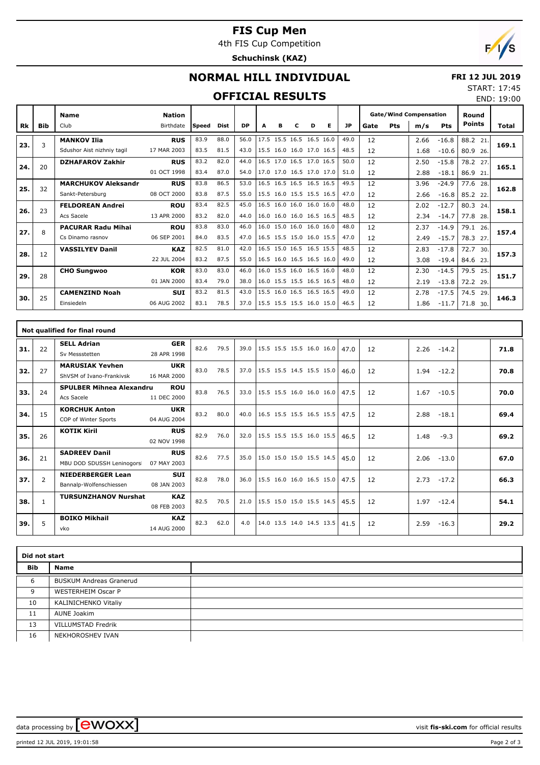# FIS Cup Men

4th FIS Cup Competition

**Schuchinsk (KAZ)**

## NORMAL HILL INDIVIDUAL

**FRI 12 JUL 2019**

START: 17:45

END: 19:00

## OFFICIAL RESULTS

| Rk | Bib | Name / Club | Nation / Birthdate | Speed | Dist | DP | A | B | C | D | E | JP | Gate | Pts | m/s | Pts | Round Points | Total |
|---|---|---|---|---|---|---|---|---|---|---|---|---|---|---|---|---|---|---|
| 23. | 3 | **MANKOV Ilia** | **RUS** | 83.9 | 88.0 | 56.0 | 17.5 | 15.5 | 16.5 | 16.5 | 16.0 | 49.0 | 12 | | 2.66 | -16.8 | 88.2 21. | 169.1 |
| | | Sdushor Aist nizhniy tagil | 17 MAR 2003 | 83.5 | 81.5 | 43.0 | 15.5 | 16.0 | 16.0 | 17.0 | 16.5 | 48.5 | 12 | | 1.68 | -10.6 | 80.9 26. | |
| 24. | 20 | **DZHAFAROV Zakhir** | **RUS** | 83.2 | 82.0 | 44.0 | 16.5 | 17.0 | 16.5 | 17.0 | 16.5 | 50.0 | 12 | | 2.50 | -15.8 | 78.2 27. | 165.1 |
| | | | 01 OCT 1998 | 83.4 | 87.0 | 54.0 | 17.0 | 17.0 | 16.5 | 17.0 | 17.0 | 51.0 | 12 | | 2.88 | -18.1 | 86.9 21. | |
| 25. | 32 | **MARCHUKOV Aleksandr** | **RUS** | 83.8 | 86.5 | 53.0 | 16.5 | 16.5 | 16.5 | 16.5 | 16.5 | 49.5 | 12 | | 3.96 | -24.9 | 77.6 28. | 162.8 |
| | | Sankt-Petersburg | 08 OCT 2000 | 83.8 | 87.5 | 55.0 | 15.5 | 16.0 | 15.5 | 15.5 | 16.5 | 47.0 | 12 | | 2.66 | -16.8 | 85.2 22. | |
| 26. | 23 | **FELDOREAN Andrei** | **ROU** | 83.4 | 82.5 | 45.0 | 16.5 | 16.0 | 16.0 | 16.0 | 16.0 | 48.0 | 12 | | 2.02 | -12.7 | 80.3 24. | 158.1 |
| | | Acs Sacele | 13 APR 2000 | 83.2 | 82.0 | 44.0 | 16.0 | 16.0 | 16.0 | 16.5 | 16.5 | 48.5 | 12 | | 2.34 | -14.7 | 77.8 28. | |
| 27. | 8 | **PACURAR Radu Mihai** | **ROU** | 83.8 | 83.0 | 46.0 | 16.0 | 15.0 | 16.0 | 16.0 | 16.0 | 48.0 | 12 | | 2.37 | -14.9 | 79.1 26. | 157.4 |
| | | Cs Dinamo rasnov | 06 SEP 2001 | 84.0 | 83.5 | 47.0 | 16.5 | 15.5 | 15.0 | 16.0 | 15.5 | 47.0 | 12 | | 2.49 | -15.7 | 78.3 27. | |
| 28. | 12 | **VASSILYEV Danil** | **KAZ** | 82.5 | 81.0 | 42.0 | 16.5 | 15.0 | 16.5 | 16.5 | 15.5 | 48.5 | 12 | | 2.83 | -17.8 | 72.7 30. | 157.3 |
| | | | 22 JUL 2004 | 83.2 | 87.5 | 55.0 | 16.5 | 16.0 | 16.5 | 16.5 | 16.0 | 49.0 | 12 | | 3.08 | -19.4 | 84.6 23. | |
| 29. | 28 | **CHO Sungwoo** | **KOR** | 83.0 | 83.0 | 46.0 | 16.0 | 15.5 | 16.0 | 16.5 | 16.0 | 48.0 | 12 | | 2.30 | -14.5 | 79.5 25. | 151.7 |
| | | | 01 JAN 2000 | 83.4 | 79.0 | 38.0 | 16.0 | 15.5 | 15.5 | 16.5 | 16.5 | 48.0 | 12 | | 2.19 | -13.8 | 72.2 29. | |
| 30. | 25 | **CAMENZIND Noah** | **SUI** | 83.2 | 81.5 | 43.0 | 15.5 | 16.0 | 16.5 | 16.5 | 16.5 | 49.0 | 12 | | 2.78 | -17.5 | 74.5 29. | 146.3 |
| | | Einsiedeln | 06 AUG 2002 | 83.1 | 78.5 | 37.0 | 15.5 | 15.5 | 15.5 | 16.0 | 15.0 | 46.5 | 12 | | 1.86 | -11.7 | 71.8 30. | |

### Not qualified for final round

| Rk | Bib | Name / Club | Nation / Birthdate | Speed | Dist | DP | A | B | C | D | E | JP | Gate | Pts | m/s | Pts | Round Points | Total |
|---|---|---|---|---|---|---|---|---|---|---|---|---|---|---|---|---|---|---|
| 31. | 22 | **SELL Adrian**<br>Sv Messstetten | **GER**<br>28 APR 1998 | 82.6 | 79.5 | 39.0 | 15.5 | 15.5 | 15.5 | 16.0 | 16.0 | 47.0 | 12 | | 2.26 | -14.2 | | 71.8 |
| 32. | 27 | **MARUSIAK Yevhen**<br>ShVSM of Ivano-Frankivsk | **UKR**<br>16 MAR 2000 | 83.0 | 78.5 | 37.0 | 15.5 | 15.5 | 14.5 | 15.5 | 15.0 | 46.0 | 12 | | 1.94 | -12.2 | | 70.8 |
| 33. | 24 | **SPULBER Mihnea Alexandru**<br>Acs Sacele | **ROU**<br>11 DEC 2000 | 83.8 | 76.5 | 33.0 | 15.5 | 15.5 | 16.0 | 16.0 | 16.0 | 47.5 | 12 | | 1.67 | -10.5 | | 70.0 |
| 34. | 15 | **KORCHUK Anton**<br>COP of Winter Sports | **UKR**<br>04 AUG 2004 | 83.2 | 80.0 | 40.0 | 16.5 | 15.5 | 15.5 | 16.5 | 15.5 | 47.5 | 12 | | 2.88 | -18.1 | | 69.4 |
| 35. | 26 | **KOTIK Kiril** | **RUS**<br>02 NOV 1998 | 82.9 | 76.0 | 32.0 | 15.5 | 15.5 | 15.5 | 16.0 | 15.5 | 46.5 | 12 | | 1.48 | -9.3 | | 69.2 |
| 36. | 21 | **SADREEV Danil**<br>MBU DOD SDUSSH Leninogors | **RUS**<br>07 MAY 2003 | 82.6 | 77.5 | 35.0 | 15.0 | 15.0 | 15.0 | 15.5 | 14.5 | 45.0 | 12 | | 2.06 | -13.0 | | 67.0 |
| 37. | 2 | **NIEDERBERGER Lean**<br>Bannalp-Wolfenschiessen | **SUI**<br>08 JAN 2003 | 82.8 | 78.0 | 36.0 | 15.5 | 16.0 | 16.0 | 16.5 | 15.0 | 47.5 | 12 | | 2.73 | -17.2 | | 66.3 |
| 38. | 1 | **TURSUNZHANOV Nurshat** | **KAZ**<br>08 FEB 2003 | 82.5 | 70.5 | 21.0 | 15.5 | 15.0 | 15.0 | 15.5 | 14.5 | 45.5 | 12 | | 1.97 | -12.4 | | 54.1 |
| 39. | 5 | **BOIKO Mikhail**<br>vko | **KAZ**<br>14 AUG 2000 | 82.3 | 62.0 | 4.0 | 14.0 | 13.5 | 14.0 | 14.5 | 13.5 | 41.5 | 12 | | 2.59 | -16.3 | | 29.2 |

### Did not start

| Bib | Name |
|---|---|
| 6 | BUSKUM Andreas Granerud |
| 9 | WESTERHEIM Oscar P |
| 10 | KALINICHENKO Vitaliy |
| 11 | AUNE Joakim |
| 13 | VILLUMSTAD Fredrik |
| 16 | NEKHOROSHEV IVAN |

data processing by EWOXX — visit **fis-ski.com** for official results

printed 12 JUL 2019, 19:01:58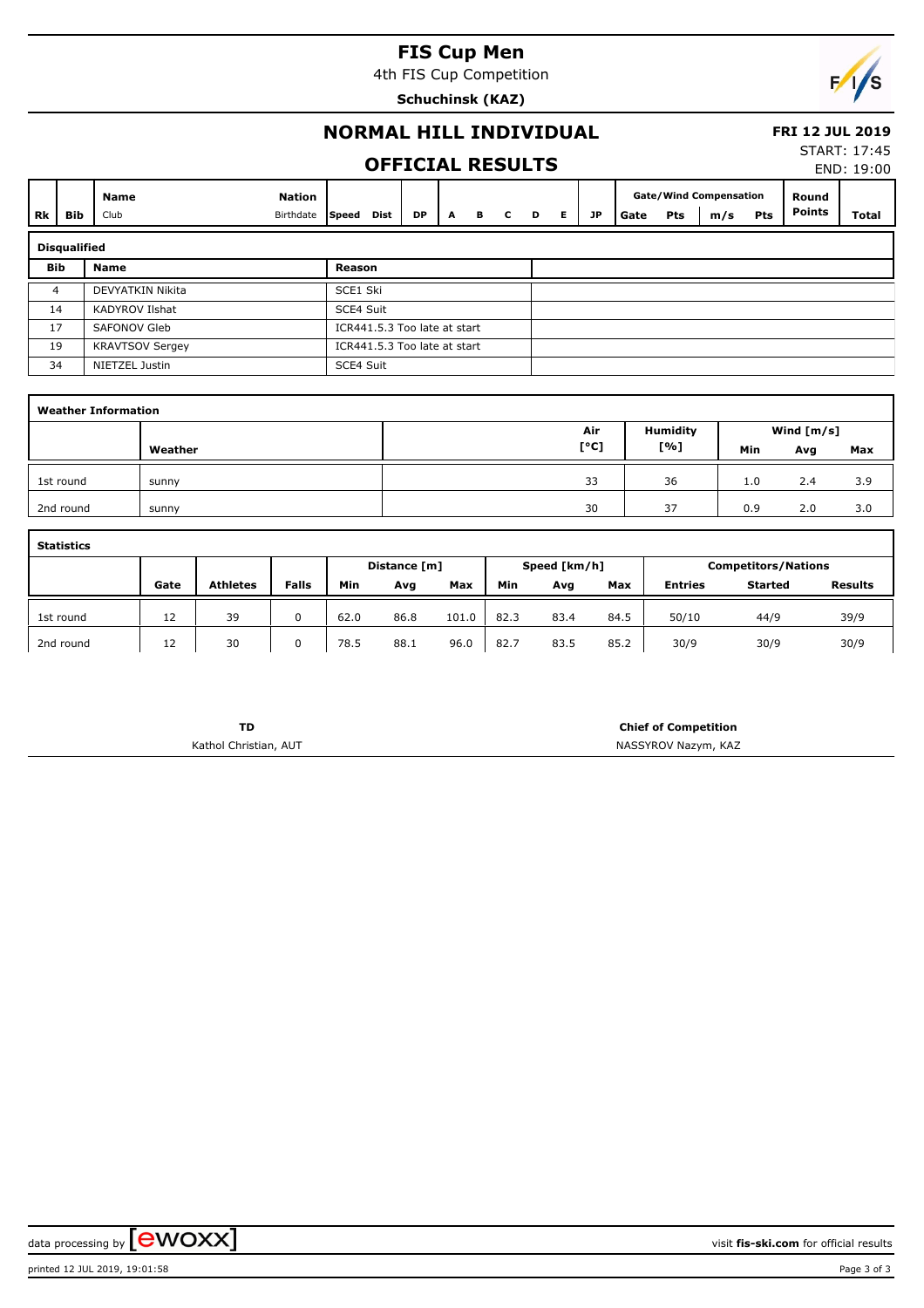# FIS Cup Men

4th FIS Cup Competition

**Schuchinsk (KAZ)**

## NORMAL HILL INDIVIDUAL

**FRI 12 JUL 2019**

START: 17:45

END: 19:00

## OFFICIAL RESULTS

| Rk | Bib | Name / Club | Nation / Birthdate | Speed | Dist | DP | A | B | C | D | E | JP | Gate/Wind Compensation Gate | Pts | m/s | Pts | Round Points | Total |
|---|---|---|---|---|---|---|---|---|---|---|---|---|---|---|---|---|---|---|

### Disqualified

| Bib | Name | Reason |
|---|---|---|
| 4 | DEVYATKIN Nikita | SCE1 Ski |
| 14 | KADYROV Ilshat | SCE4 Suit |
| 17 | SAFONOV Gleb | ICR441.5.3 Too late at start |
| 19 | KRAVTSOV Sergey | ICR441.5.3 Too late at start |
| 34 | NIETZEL Justin | SCE4 Suit |

### Weather Information

| | Weather | Air [°C] | Humidity [%] | Wind [m/s] Min | Avg | Max |
|---|---|---|---|---|---|---|
| 1st round | sunny | 33 | 36 | 1.0 | 2.4 | 3.9 |
| 2nd round | sunny | 30 | 37 | 0.9 | 2.0 | 3.0 |

### Statistics

| | Gate | Athletes | Falls | Distance [m] Min | Avg | Max | Speed [km/h] Min | Avg | Max | Competitors/Nations Entries | Started | Results |
|---|---|---|---|---|---|---|---|---|---|---|---|---|
| 1st round | 12 | 39 | 0 | 62.0 | 86.8 | 101.0 | 82.3 | 83.4 | 84.5 | 50/10 | 44/9 | 39/9 |
| 2nd round | 12 | 30 | 0 | 78.5 | 88.1 | 96.0 | 82.7 | 83.5 | 85.2 | 30/9 | 30/9 | 30/9 |

**TD**
Kathol Christian, AUT

**Chief of Competition**
NASSYROV Nazym, KAZ

data processing by ewoxx

visit **fis-ski.com** for official results

printed 12 JUL 2019, 19:01:58